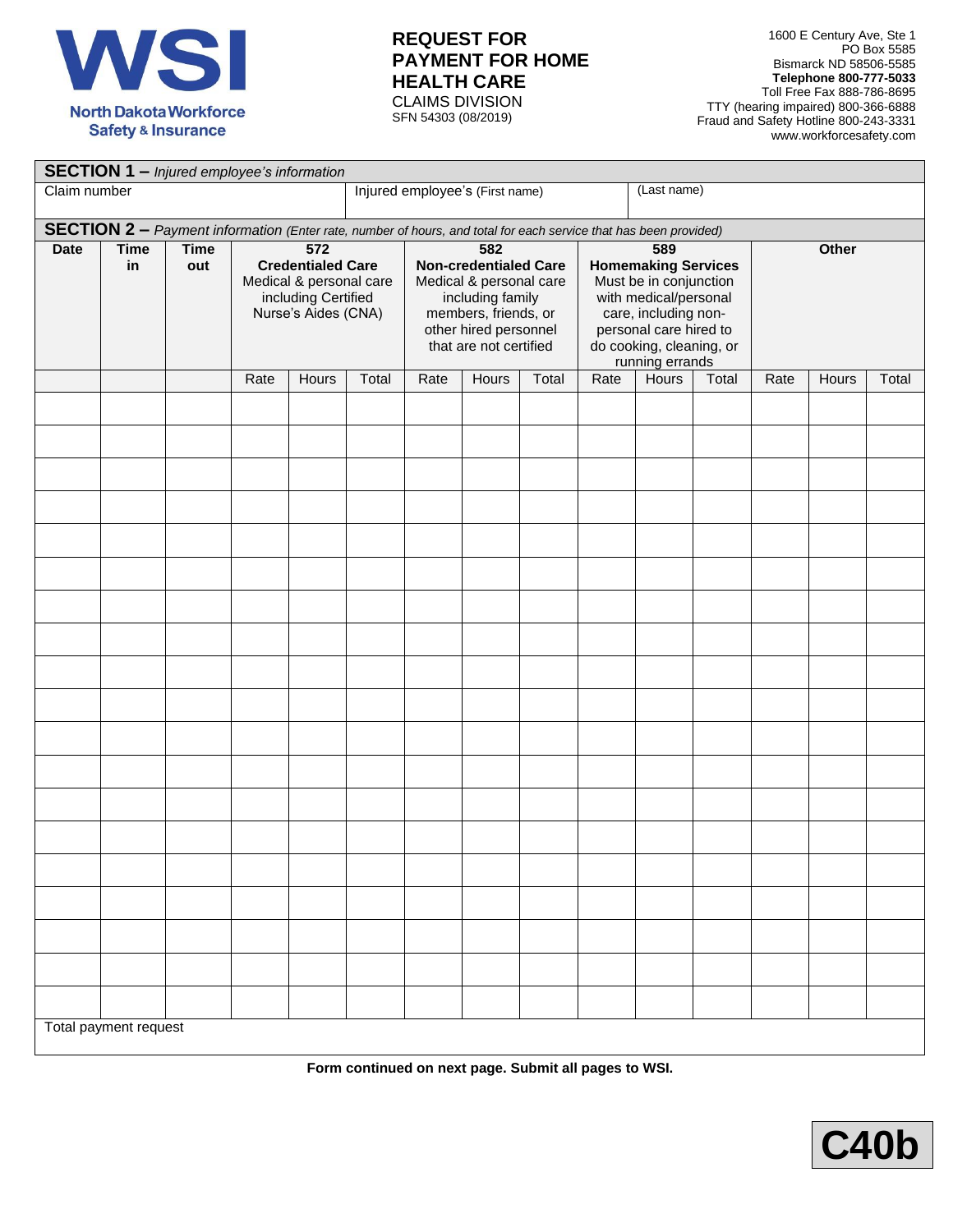**WSI**
North Dakota Workforce Safety & Insurance

# REQUEST FOR PAYMENT FOR HOME HEALTH CARE

CLAIMS DIVISION
SFN 54303 (08/2019)

1600 E Century Ave, Ste 1
PO Box 5585
Bismarck ND 58506-5585
**Telephone 800-777-5033**
Toll Free Fax 888-786-8695
TTY (hearing impaired) 800-366-6888
Fraud and Safety Hotline 800-243-3331
www.workforcesafety.com

## SECTION 1 – *Injured employee's information*

| Claim number | Injured employee's (First name) | (Last name) |
|---|---|---|
| | | |

## SECTION 2 – *Payment information (Enter rate, number of hours, and total for each service that has been provided)*

| Date | Time in | Time out | 572 **Credentialed Care** Medical & personal care including Certified Nurse's Aides (CNA) | | | 582 **Non-credentialed Care** Medical & personal care including family members, friends, or other hired personnel that are not certified | | | 589 **Homemaking Services** Must be in conjunction with medical/personal care, including non-personal care hired to do cooking, cleaning, or running errands | | | **Other** | | |
|---|---|---|---|---|---|---|---|---|---|---|---|---|---|---|
| | | | Rate | Hours | Total | Rate | Hours | Total | Rate | Hours | Total | Rate | Hours | Total |
| | | | | | | | | | | | | | | |
| | | | | | | | | | | | | | | |
| | | | | | | | | | | | | | | |
| | | | | | | | | | | | | | | |
| | | | | | | | | | | | | | | |
| | | | | | | | | | | | | | | |
| | | | | | | | | | | | | | | |
| | | | | | | | | | | | | | | |
| | | | | | | | | | | | | | | |
| | | | | | | | | | | | | | | |
| | | | | | | | | | | | | | | |
| | | | | | | | | | | | | | | |
| | | | | | | | | | | | | | | |
| | | | | | | | | | | | | | | |
| | | | | | | | | | | | | | | |
| | | | | | | | | | | | | | | |
| | | | | | | | | | | | | | | |
| | | | | | | | | | | | | | | |
| | | | | | | | | | | | | | | |
| Total payment request | | | | | | | | | | | | | | |

**Form continued on next page. Submit all pages to WSI.**

**C40b**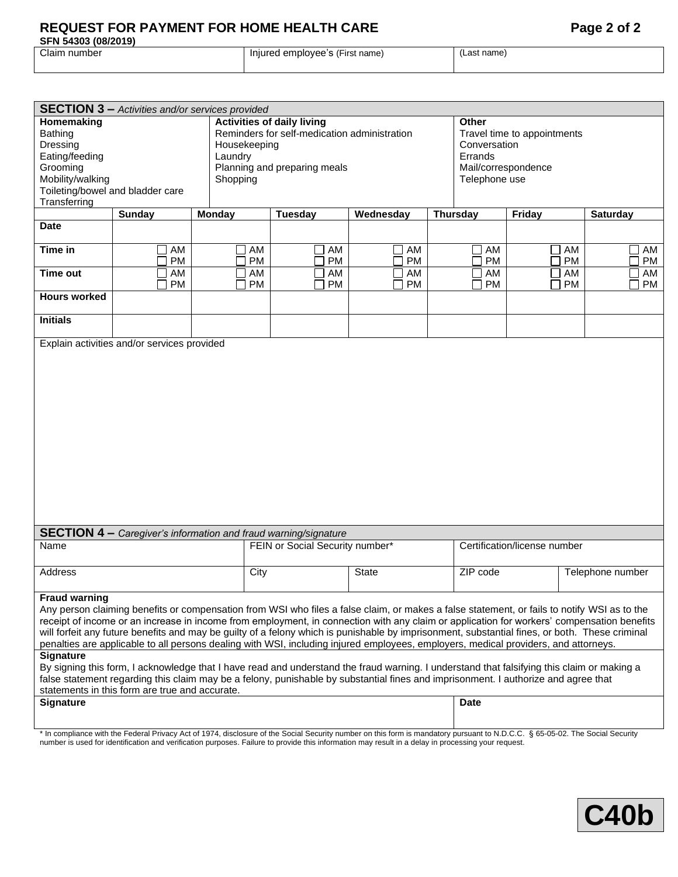# REQUEST FOR PAYMENT FOR HOME HEALTH CARE

SFN 54303 (08/2019)

| Claim number | Injured employee's (First name) | (Last name) |
|---|---|---|
| | | |

## SECTION 3 – *Activities and/or services provided*

| Homemaking | Activities of daily living | Other |
|---|---|---|
| Bathing | Reminders for self-medication administration | Travel time to appointments |
| Dressing | Housekeeping | Conversation |
| Eating/feeding | Laundry | Errands |
| Grooming | Planning and preparing meals | Mail/correspondence |
| Mobility/walking | Shopping | Telephone use |
| Toileting/bowel and bladder care | | |
| Transferring | | |

| | Sunday | Monday | Tuesday | Wednesday | Thursday | Friday | Saturday |
|---|---|---|---|---|---|---|---|
| **Date** | | | | | | | |
| **Time in** | ☐ AM ☐ PM | ☐ AM ☐ PM | ☐ AM ☐ PM | ☐ AM ☐ PM | ☐ AM ☐ PM | ☐ AM ☐ PM | ☐ AM ☐ PM |
| **Time out** | ☐ AM ☐ PM | ☐ AM ☐ PM | ☐ AM ☐ PM | ☐ AM ☐ PM | ☐ AM ☐ PM | ☐ AM ☐ PM | ☐ AM ☐ PM |
| **Hours worked** | | | | | | | |
| **Initials** | | | | | | | |

Explain activities and/or services provided

## SECTION 4 – *Caregiver's information and fraud warning/signature*

| Name | FEIN or Social Security number* | | Certification/license number | |
|---|---|---|---|---|
| | | | | |
| Address | City | State | ZIP code | Telephone number |
| | | | | |

**Fraud warning**

Any person claiming benefits or compensation from WSI who files a false claim, or makes a false statement, or fails to notify WSI as to the receipt of income or an increase in income from employment, in connection with any claim or application for workers' compensation benefits will forfeit any future benefits and may be guilty of a felony which is punishable by imprisonment, substantial fines, or both. These criminal penalties are applicable to all persons dealing with WSI, including injured employees, employers, medical providers, and attorneys.

**Signature**

By signing this form, I acknowledge that I have read and understand the fraud warning. I understand that falsifying this claim or making a false statement regarding this claim may be a felony, punishable by substantial fines and imprisonment. I authorize and agree that statements in this form are true and accurate.

| Signature | Date |
|---|---|
| | |

\* In compliance with the Federal Privacy Act of 1974, disclosure of the Social Security number on this form is mandatory pursuant to N.D.C.C. § 65-05-02. The Social Security number is used for identification and verification purposes. Failure to provide this information may result in a delay in processing your request.

C40b